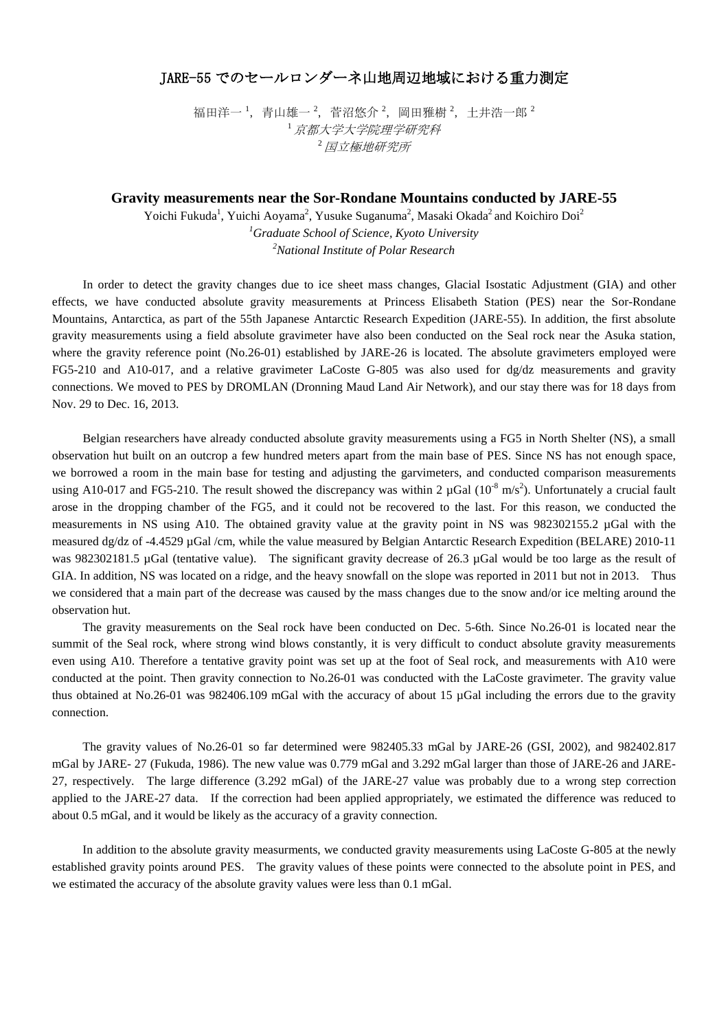# JARE-55 でのセールロンダーネ山地周辺地域における重力測定

福田洋一[1]，青山雄一[2]，菅沼悠介[2]，岡田雅樹[2]，土井浩一郎[2]

[1] *京都大学大学院理学研究科*

[2] *国立極地研究所*

## Gravity measurements near the Sor-Rondane Mountains conducted by JARE-55

Yoichi Fukuda[1], Yuichi Aoyama[2], Yusuke Suganuma[2], Masaki Okada[2] and Koichiro Doi[2]

[1] *Graduate School of Science, Kyoto University*

[2] *National Institute of Polar Research*

In order to detect the gravity changes due to ice sheet mass changes, Glacial Isostatic Adjustment (GIA) and other effects, we have conducted absolute gravity measurements at Princess Elisabeth Station (PES) near the Sor-Rondane Mountains, Antarctica, as part of the 55th Japanese Antarctic Research Expedition (JARE-55). In addition, the first absolute gravity measurements using a field absolute gravimeter have also been conducted on the Seal rock near the Asuka station, where the gravity reference point (No.26-01) established by JARE-26 is located. The absolute gravimeters employed were FG5-210 and A10-017, and a relative gravimeter LaCoste G-805 was also used for dg/dz measurements and gravity connections. We moved to PES by DROMLAN (Dronning Maud Land Air Network), and our stay there was for 18 days from Nov. 29 to Dec. 16, 2013.

Belgian researchers have already conducted absolute gravity measurements using a FG5 in North Shelter (NS), a small observation hut built on an outcrop a few hundred meters apart from the main base of PES. Since NS has not enough space, we borrowed a room in the main base for testing and adjusting the garvimeters, and conducted comparison measurements using A10-017 and FG5-210. The result showed the discrepancy was within 2 µGal ($10^{-8}$ m/s$^2$). Unfortunately a crucial fault arose in the dropping chamber of the FG5, and it could not be recovered to the last. For this reason, we conducted the measurements in NS using A10. The obtained gravity value at the gravity point in NS was 982302155.2 µGal with the measured dg/dz of -4.4529 µGal /cm, while the value measured by Belgian Antarctic Research Expedition (BELARE) 2010-11 was 982302181.5 µGal (tentative value). The significant gravity decrease of 26.3 µGal would be too large as the result of GIA. In addition, NS was located on a ridge, and the heavy snowfall on the slope was reported in 2011 but not in 2013. Thus we considered that a main part of the decrease was caused by the mass changes due to the snow and/or ice melting around the observation hut.

The gravity measurements on the Seal rock have been conducted on Dec. 5-6th. Since No.26-01 is located near the summit of the Seal rock, where strong wind blows constantly, it is very difficult to conduct absolute gravity measurements even using A10. Therefore a tentative gravity point was set up at the foot of Seal rock, and measurements with A10 were conducted at the point. Then gravity connection to No.26-01 was conducted with the LaCoste gravimeter. The gravity value thus obtained at No.26-01 was 982406.109 mGal with the accuracy of about 15 µGal including the errors due to the gravity connection.

The gravity values of No.26-01 so far determined were 982405.33 mGal by JARE-26 (GSI, 2002), and 982402.817 mGal by JARE- 27 (Fukuda, 1986). The new value was 0.779 mGal and 3.292 mGal larger than those of JARE-26 and JARE-27, respectively. The large difference (3.292 mGal) of the JARE-27 value was probably due to a wrong step correction applied to the JARE-27 data. If the correction had been applied appropriately, we estimated the difference was reduced to about 0.5 mGal, and it would be likely as the accuracy of a gravity connection.

In addition to the absolute gravity measurments, we conducted gravity measurements using LaCoste G-805 at the newly established gravity points around PES. The gravity values of these points were connected to the absolute point in PES, and we estimated the accuracy of the absolute gravity values were less than 0.1 mGal.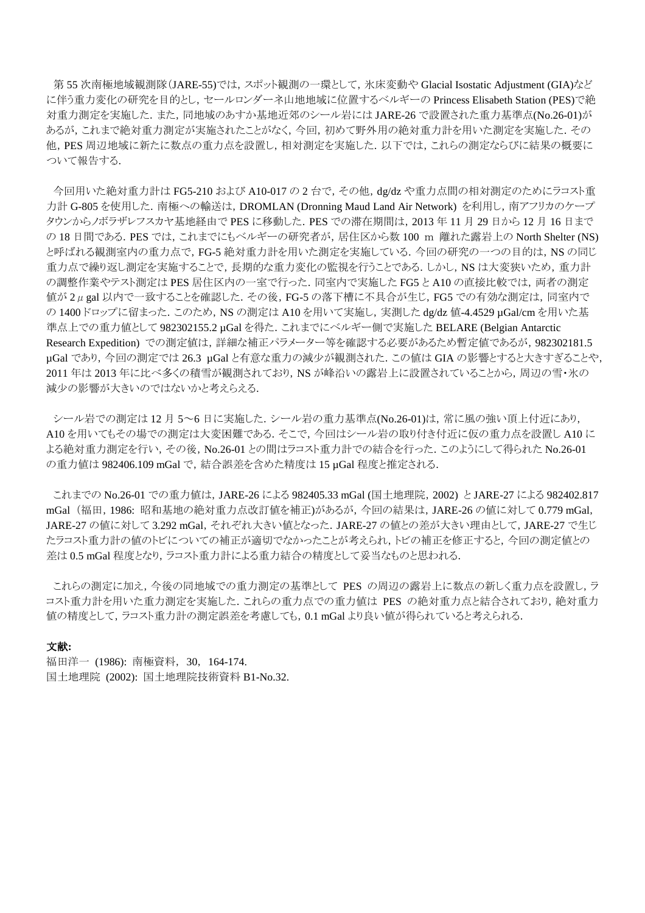第 55 次南極地域観測隊(JARE-55)では，スポット観測の一環として，氷床変動や Glacial Isostatic Adjustment (GIA)などに伴う重力変化の研究を目的とし，セールロンダーネ山地地域に位置するベルギーの Princess Elisabeth Station (PES)で絶対重力測定を実施した．また，同地域のあすか基地近郊のシール岩には JARE-26 で設置された重力基準点(No.26-01)があるが，これまで絶対重力測定が実施されたことがなく，今回，初めて野外用の絶対重力計を用いた測定を実施した．その他，PES 周辺地域に新たに数点の重力点を設置し，相対測定を実施した．以下では，これらの測定ならびに結果の概要について報告する．

今回用いた絶対重力計は FG5-210 および A10-017 の 2 台で，その他，dg/dz や重力点間の相対測定のためにラコスト重力計 G-805 を使用した．南極への輸送は，DROMLAN (Dronning Maud Land Air Network) を利用し，南アフリカのケープタウンからノボラザレフスカヤ基地経由で PES に移動した．PES での滞在期間は，2013 年 11 月 29 日から 12 月 16 日までの 18 日間である．PES では，これまでにもベルギーの研究者が，居住区から数 100 ｍ 離れた露岩上の North Shelter (NS)と呼ばれる観測室内の重力点で，FG-5 絶対重力計を用いた測定を実施している．今回の研究の一つの目的は，NS の同じ重力点で繰り返し測定を実施することで，長期的な重力変化の監視を行うことである．しかし，NS は大変狭いため，重力計の調整作業やテスト測定は PES 居住区内の一室で行った．同室内で実施した FG5 と A10 の直接比較では，両者の測定値が 2μgal 以内で一致することを確認した．その後，FG-5 の落下槽に不具合が生じ，FG5 での有効な測定は，同室内での 1400ドロップに留まった．このため，NS の測定は A10 を用いて実施し，実測した dg/dz 値-4.4529 μGal/cm を用いた基準点上での重力値として 982302155.2 μGal を得た．これまでにベルギー側で実施した BELARE (Belgian Antarctic Research Expedition) での測定値は，詳細な補正パラメーター等を確認する必要があるため暫定値であるが，982302181.5 μGal であり，今回の測定では 26.3 μGal と有意な重力の減少が観測された．この値は GIA の影響とすると大きすぎることや，2011 年は 2013 年に比べ多くの積雪が観測されており，NS が峰沿いの露岩上に設置されていることから，周辺の雪・氷の減少の影響が大きいのではないかと考えらえる．

シール岩での測定は 12 月 5〜6 日に実施した．シール岩の重力基準点(No.26-01)は，常に風の強い頂上付近にあり，A10 を用いてもその場での測定は大変困難である．そこで，今回はシール岩の取り付き付近に仮の重力点を設置し A10 による絶対重力測定を行い，その後，No.26-01 との間はラコスト重力計での結合を行った．このようにして得られた No.26-01 の重力値は 982406.109 mGal で，結合誤差を含めた精度は 15 μGal 程度と推定される．

これまでの No.26-01 での重力値は，JARE-26 による 982405.33 mGal (国土地理院，2002) と JARE-27 による 982402.817 mGal（福田，1986: 昭和基地の絶対重力点改訂値を補正)があるが，今回の結果は，JARE-26 の値に対して 0.779 mGal，JARE-27 の値に対して 3.292 mGal，それぞれ大きい値となった．JARE-27 の値との差が大きい理由として，JARE-27 で生じたラコスト重力計の値のトビについての補正が適切でなかったことが考えられ，トビの補正を修正すると，今回の測定値との差は 0.5 mGal 程度となり，ラコスト重力計による重力結合の精度として妥当なものと思われる．

これらの測定に加え，今後の同地域での重力測定の基準として PES の周辺の露岩上に数点の新しく重力点を設置し，ラコスト重力計を用いた重力測定を実施した．これらの重力点での重力値は PES の絶対重力点と結合されており，絶対重力値の精度として，ラコスト重力計の測定誤差を考慮しても，0.1 mGal より良い値が得られていると考えられる．

**文献:**

福田洋一 (1986): 南極資料，30，164-174.

国土地理院 (2002): 国土地理院技術資料 B1-No.32.